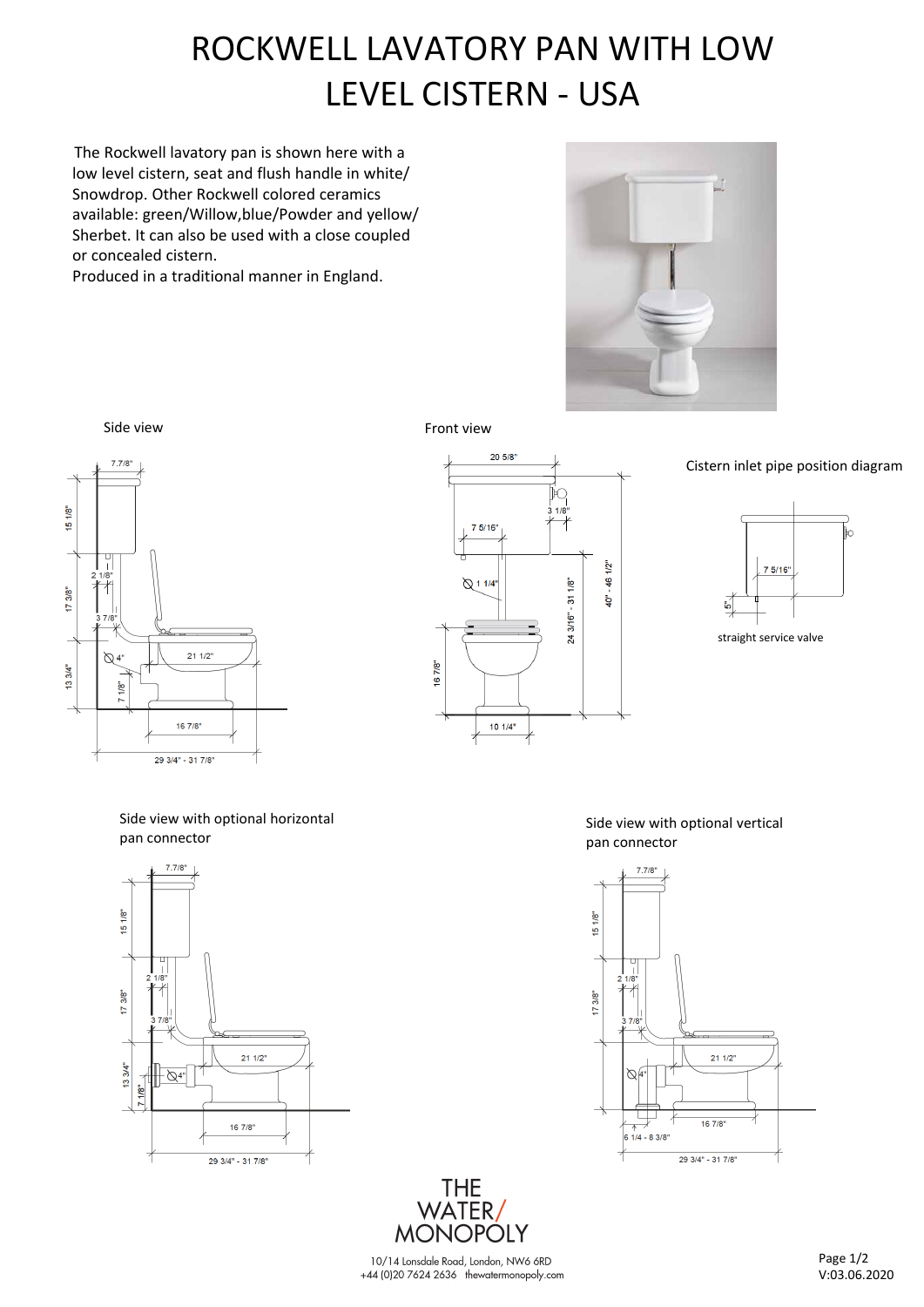# ROCKWELL LAVATORY PAN WITH LOW LEVEL CISTERN - USA

The Rockwell lavatory pan is shown here with a low level cistern, seat and flush handle in white/ Snowdrop. Other Rockwell colored ceramics available: green/Willow,blue/Powder and yellow/ Sherbet. It can also be used with a close coupled or concealed cistern.
Produced in a traditional manner in England.

Side view

7.7/8"
15 1/8"
17 3/8"
2 1/8"
3 7/8"
13 3/4"
4"
7 1/8"
21 1/2"
16 7/8"
29 3/4" - 31 7/8"

Front view

20 5/8"
3 1/8"
7 5/16"
1 1/4"
40" - 46 1/2"
24 3/16" - 31 1/8"
16 7/8"
10 1/4"

Cistern inlet pipe position diagram

7 5/16"
5"

straight service valve

Side view with optional horizontal pan connector

7.7/8"
15 1/8"
17 3/8"
2 1/8"
3 7/8"
13 3/4"
7 1/8"
4"
21 1/2"
16 7/8"
29 3/4" - 31 7/8"

Side view with optional vertical pan connector

7.7/8"
15 1/8"
17 3/8"
2 1/8"
3 7/8"
4"
21 1/2"
16 7/8"
6 1/4 - 8 3/8"
29 3/4" - 31 7/8"

THE WATER/ MONOPOLY

10/14 Lonsdale Road, London, NW6 6RD
+44 (0)20 7624 2636 thewatermonopoly.com

V:03.06.2020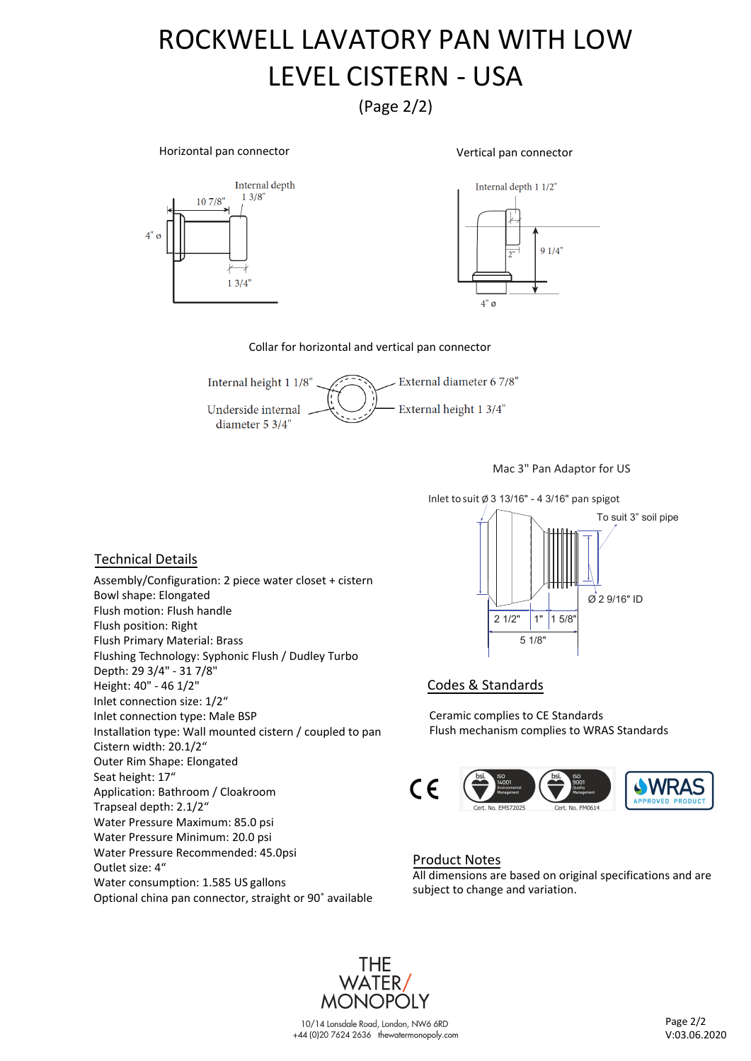# ROCKWELL LAVATORY PAN WITH LOW LEVEL CISTERN - USA

(Page 2/2)

Horizontal pan connector

Internal depth 1 3/8"

10 7/8"

4" ø

1 3/4"

Vertical pan connector

Internal depth 1 1/2"

2"

9 1/4"

4" ø

Collar for horizontal and vertical pan connector

Internal height 1 1/8"

Underside internal diameter 5 3/4"

External diameter 6 7/8"

External height 1 3/4"

Mac 3" Pan Adaptor for US

Inlet to suit Ø 3 13/16" - 4 3/16" pan spigot

To suit 3" soil pipe

Ø 2 9/16" ID

2 1/2"

1"

1 5/8"

5 1/8"

## Technical Details

Assembly/Configuration: 2 piece water closet + cistern
Bowl shape: Elongated
Flush motion: Flush handle
Flush position: Right
Flush Primary Material: Brass
Flushing Technology: Syphonic Flush / Dudley Turbo
Depth: 29 3/4" - 31 7/8"
Height: 40" - 46 1/2"
Inlet connection size: 1/2"
Inlet connection type: Male BSP
Installation type: Wall mounted cistern / coupled to pan
Cistern width: 20.1/2"
Outer Rim Shape: Elongated
Seat height: 17"
Application: Bathroom / Cloakroom
Trapseal depth: 2.1/2"
Water Pressure Maximum: 85.0 psi
Water Pressure Minimum: 20.0 psi
Water Pressure Recommended: 45.0psi
Outlet size: 4"
Water consumption: 1.585 US gallons
Optional china pan connector, straight or 90˚ available

## Codes & Standards

Ceramic complies to CE Standards
Flush mechanism complies to WRAS Standards

CE

bsi. ISO 14001 Environmental Management Cert. No. EMS72025

bsi. ISO 9001 Quality Management Cert. No. FM0614

WRAS APPROVED PRODUCT

## Product Notes

All dimensions are based on original specifications and are subject to change and variation.

THE WATER/ MONOPOLY

10/14 Lonsdale Road, London, NW6 6RD
+44 (0)20 7624 2636 thewatermonopoly.com

V:03.06.2020